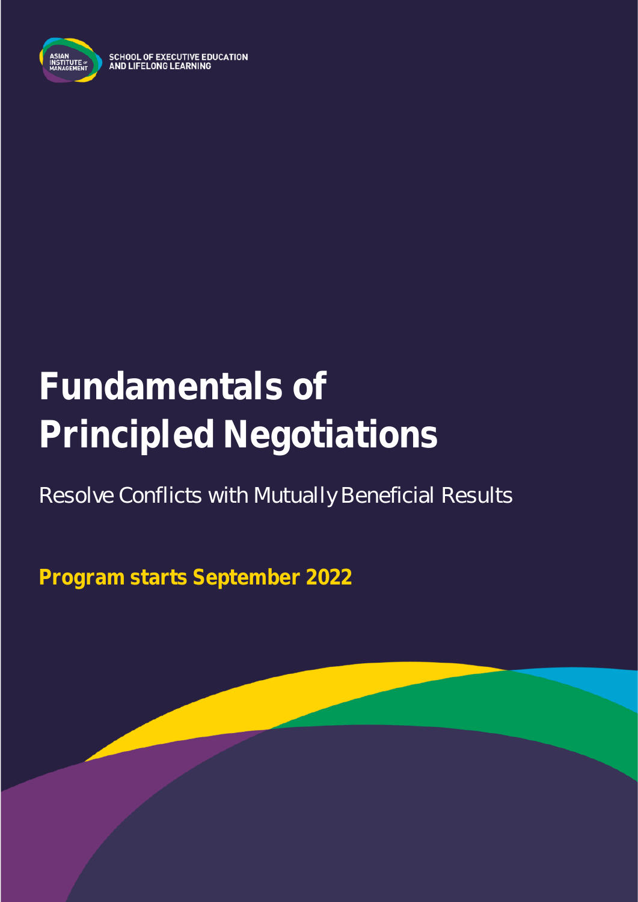SCHOOL OF EXECUTIVE EDUCATION
AND LIFELONG LEARNING

# Fundamentals of Principled Negotiations

Resolve Conflicts with Mutually Beneficial Results

**Program starts September 2022**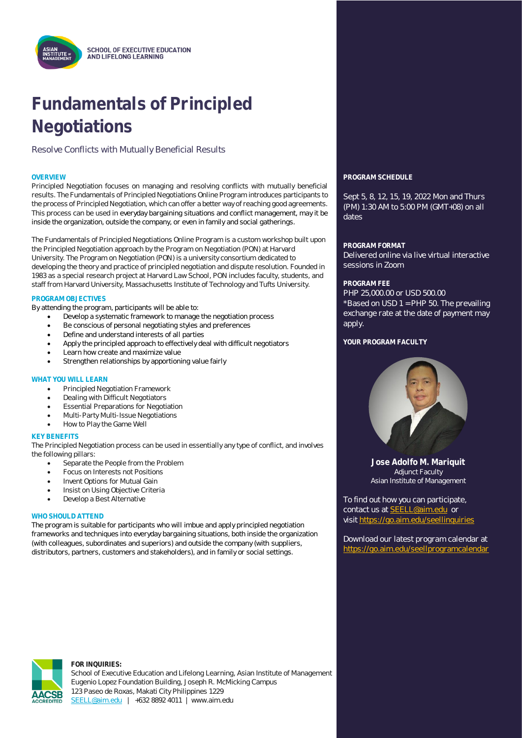SCHOOL OF EXECUTIVE EDUCATION AND LIFELONG LEARNING

# Fundamentals of Principled Negotiations

Resolve Conflicts with Mutually Beneficial Results

### OVERVIEW

Principled Negotiation focuses on managing and resolving conflicts with mutually beneficial results. The Fundamentals of Principled Negotiations Online Program introduces participants to the process of Principled Negotiation, which can offer a better way of reaching good agreements. This process can be used in everyday bargaining situations and conflict management, may it be inside the organization, outside the company, or even in family and social gatherings.

The Fundamentals of Principled Negotiations Online Program is a custom workshop built upon the Principled Negotiation approach by the Program on Negotiation (PON) at Harvard University. The Program on Negotiation (PON) is a university consortium dedicated to developing the theory and practice of principled negotiation and dispute resolution. Founded in 1983 as a special research project at Harvard Law School, PON includes faculty, students, and staff from Harvard University, Massachusetts Institute of Technology and Tufts University.

### PROGRAM OBJECTIVES

By attending the program, participants will be able to:

- Develop a systematic framework to manage the negotiation process
- Be conscious of personal negotiating styles and preferences
- Define and understand interests of all parties
- Apply the principled approach to effectively deal with difficult negotiators
- Learn how create and maximize value
- Strengthen relationships by apportioning value fairly

### WHAT YOU WILL LEARN

- Principled Negotiation Framework
- Dealing with Difficult Negotiators
- Essential Preparations for Negotiation
- Multi-Party Multi-Issue Negotiations
- How to Play the Game Well

### KEY BENEFITS

The Principled Negotiation process can be used in essentially any type of conflict, and involves the following pillars:

- Separate the People from the Problem
- Focus on Interests not Positions
- Invent Options for Mutual Gain
- Insist on Using Objective Criteria
- Develop a Best Alternative

### WHO SHOULD ATTEND

The program is suitable for participants who will imbue and apply principled negotiation frameworks and techniques into everyday bargaining situations, both inside the organization (with colleagues, subordinates and superiors) and outside the company (with suppliers, distributors, partners, customers and stakeholders), and in family or social settings.

### PROGRAM SCHEDULE

Sept 5, 8, 12, 15, 19, 2022 Mon and Thurs (PM) 1:30 AM to 5:00 PM (GMT+08) on all dates

### PROGRAM FORMAT

Delivered online via live virtual interactive sessions in Zoom

### PROGRAM FEE

PHP 25,000.00 or USD 500.00
*Based on USD 1 = PHP 50. The prevailing exchange rate at the date of payment may apply.

### YOUR PROGRAM FACULTY

**Jose Adolfo M. Mariquit**
Adjunct Faculty
Asian Institute of Management

To find out how you can participate, contact us at SEELL@aim.edu or visit https://go.aim.edu/seellinquiries

Download our latest program calendar at https://go.aim.edu/seellprogramcalendar

**FOR INQUIRIES:**
School of Executive Education and Lifelong Learning, Asian Institute of Management
Eugenio Lopez Foundation Building, Joseph R. McMicking Campus
123 Paseo de Roxas, Makati City Philippines 1229
SEELL@aim.edu | +632 8892 4011 | www.aim.edu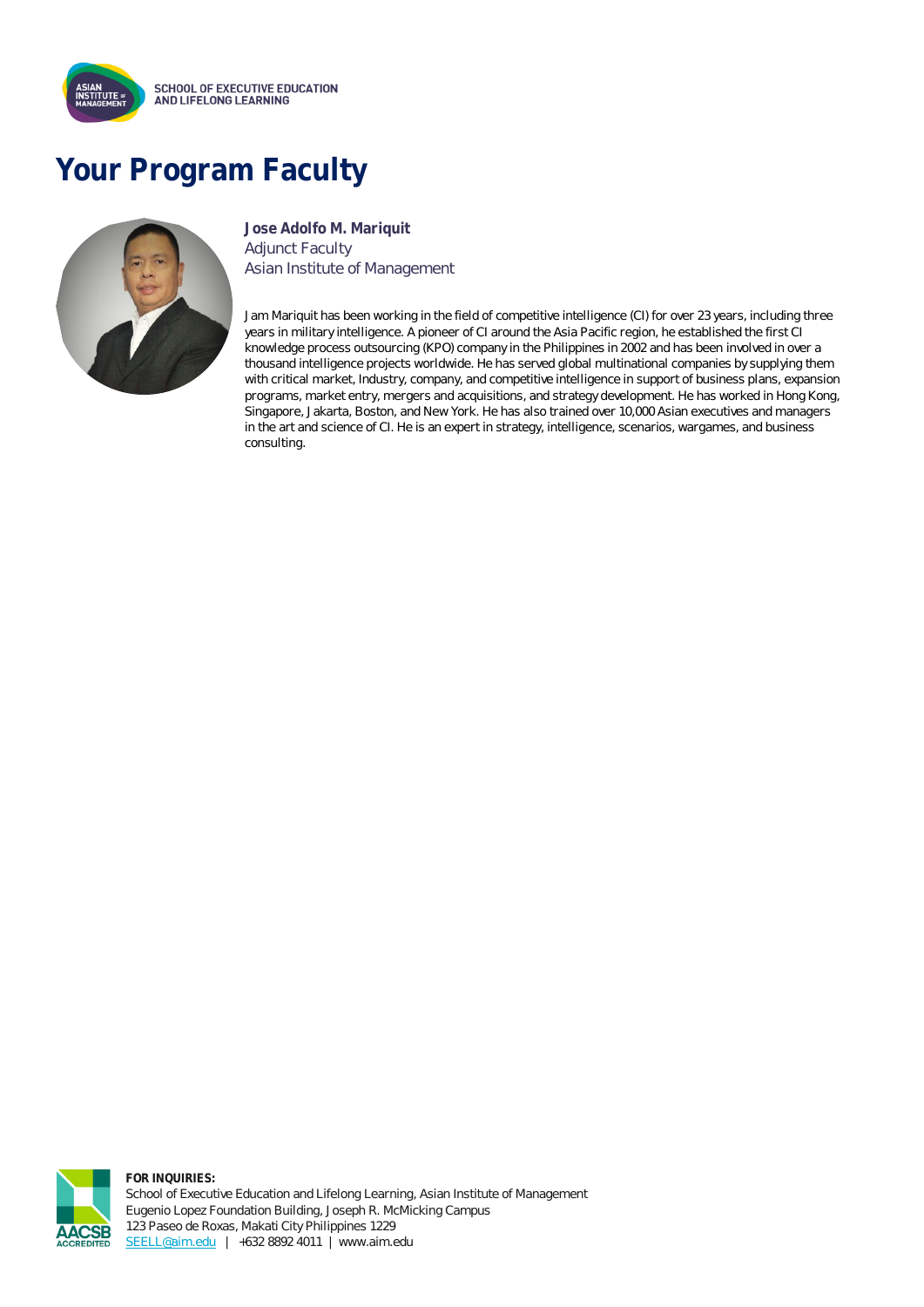# Your Program Faculty

**Jose Adolfo M. Mariquit**
Adjunct Faculty
Asian Institute of Management

Jam Mariquit has been working in the field of competitive intelligence (CI) for over 23 years, including three years in military intelligence. A pioneer of CI around the Asia Pacific region, he established the first CI knowledge process outsourcing (KPO) company in the Philippines in 2002 and has been involved in over a thousand intelligence projects worldwide. He has served global multinational companies by supplying them with critical market, Industry, company, and competitive intelligence in support of business plans, expansion programs, market entry, mergers and acquisitions, and strategy development. He has worked in Hong Kong, Singapore, Jakarta, Boston, and New York. He has also trained over 10,000 Asian executives and managers in the art and science of CI. He is an expert in strategy, intelligence, scenarios, wargames, and business consulting.

**FOR INQUIRIES:**
School of Executive Education and Lifelong Learning, Asian Institute of Management
Eugenio Lopez Foundation Building, Joseph R. McMicking Campus
123 Paseo de Roxas, Makati City Philippines 1229
SEELL@aim.edu | +632 8892 4011 | www.aim.edu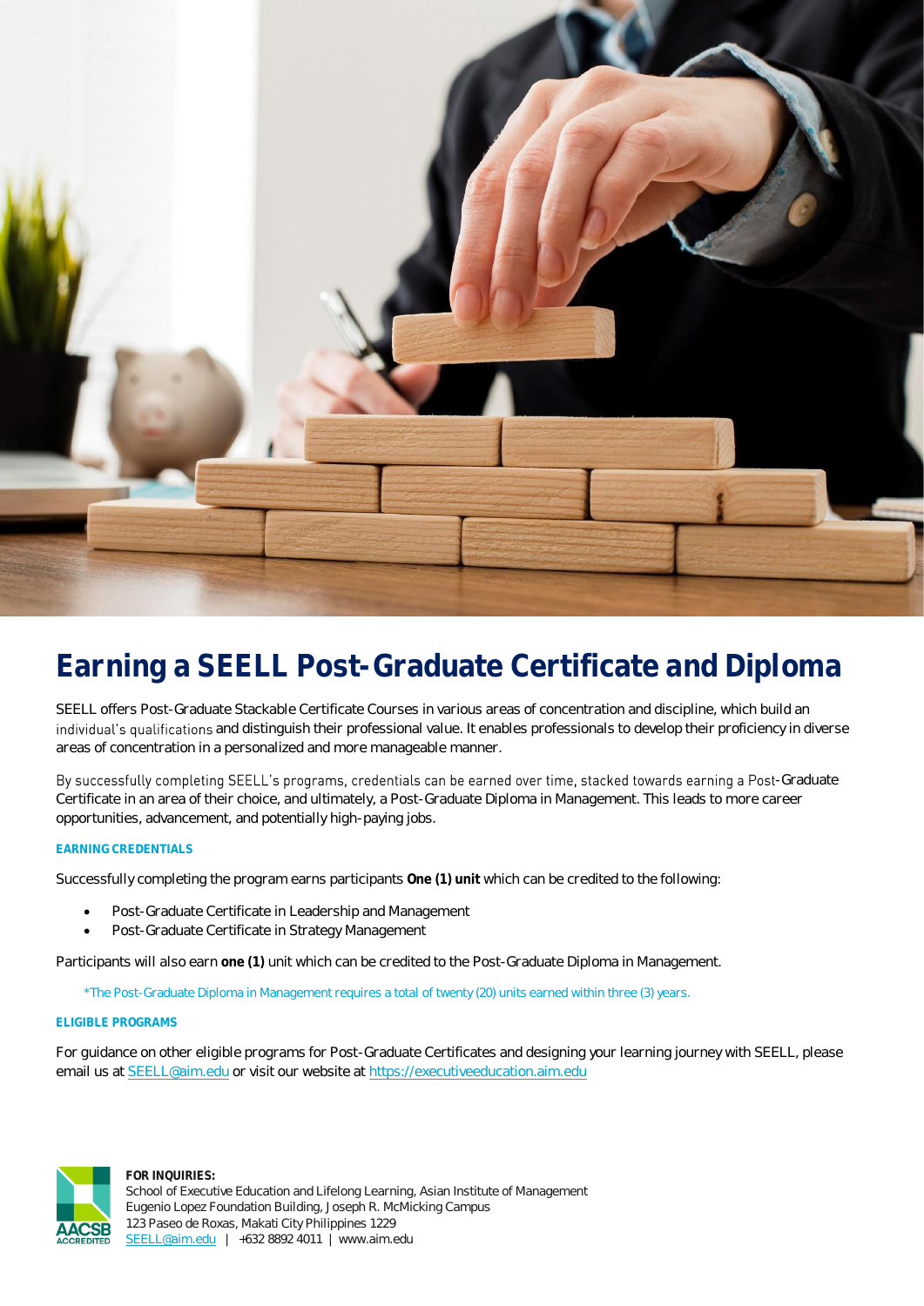# Earning a SEELL Post-Graduate Certificate and Diploma

SEELL offers Post-Graduate Stackable Certificate Courses in various areas of concentration and discipline, which build an individual's qualifications and distinguish their professional value. It enables professionals to develop their proficiency in diverse areas of concentration in a personalized and more manageable manner.

By successfully completing SEELL's programs, credentials can be earned over time, stacked towards earning a Post-Graduate Certificate in an area of their choice, and ultimately, a Post-Graduate Diploma in Management. This leads to more career opportunities, advancement, and potentially high-paying jobs.

#### EARNING CREDENTIALS

Successfully completing the program earns participants **One (1) unit** which can be credited to the following:

- Post-Graduate Certificate in Leadership and Management
- Post-Graduate Certificate in Strategy Management

Participants will also earn **one (1)** unit which can be credited to the Post-Graduate Diploma in Management.

*The Post-Graduate Diploma in Management requires a total of twenty (20) units earned within three (3) years.

#### ELIGIBLE PROGRAMS

For guidance on other eligible programs for Post-Graduate Certificates and designing your learning journey with SEELL, please email us at SEELL@aim.edu or visit our website at https://executiveeducation.aim.edu

**FOR INQUIRIES:**
School of Executive Education and Lifelong Learning, Asian Institute of Management
Eugenio Lopez Foundation Building, Joseph R. McMicking Campus
123 Paseo de Roxas, Makati City Philippines 1229
SEELL@aim.edu | +632 8892 4011 | www.aim.edu

AACSB ACCREDITED